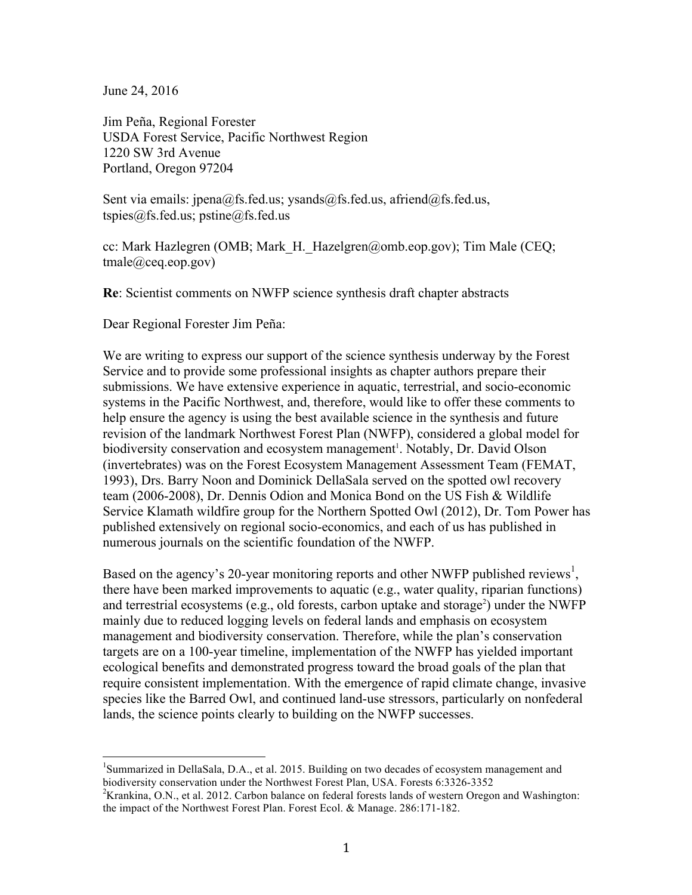June 24, 2016

Jim Peña, Regional Forester
USDA Forest Service, Pacific Northwest Region
1220 SW 3rd Avenue
Portland, Oregon 97204

Sent via emails: jpena@fs.fed.us; ysands@fs.fed.us, afriend@fs.fed.us, tspies@fs.fed.us; pstine@fs.fed.us

cc: Mark Hazlegren (OMB; Mark_H._Hazelgren@omb.eop.gov); Tim Male (CEQ; tmale@ceq.eop.gov)

**Re**: Scientist comments on NWFP science synthesis draft chapter abstracts

Dear Regional Forester Jim Peña:

We are writing to express our support of the science synthesis underway by the Forest Service and to provide some professional insights as chapter authors prepare their submissions. We have extensive experience in aquatic, terrestrial, and socio-economic systems in the Pacific Northwest, and, therefore, would like to offer these comments to help ensure the agency is using the best available science in the synthesis and future revision of the landmark Northwest Forest Plan (NWFP), considered a global model for biodiversity conservation and ecosystem management[1]. Notably, Dr. David Olson (invertebrates) was on the Forest Ecosystem Management Assessment Team (FEMAT, 1993), Drs. Barry Noon and Dominick DellaSala served on the spotted owl recovery team (2006-2008), Dr. Dennis Odion and Monica Bond on the US Fish & Wildlife Service Klamath wildfire group for the Northern Spotted Owl (2012), Dr. Tom Power has published extensively on regional socio-economics, and each of us has published in numerous journals on the scientific foundation of the NWFP.

Based on the agency's 20-year monitoring reports and other NWFP published reviews[1], there have been marked improvements to aquatic (e.g., water quality, riparian functions) and terrestrial ecosystems (e.g., old forests, carbon uptake and storage[2]) under the NWFP mainly due to reduced logging levels on federal lands and emphasis on ecosystem management and biodiversity conservation. Therefore, while the plan's conservation targets are on a 100-year timeline, implementation of the NWFP has yielded important ecological benefits and demonstrated progress toward the broad goals of the plan that require consistent implementation. With the emergence of rapid climate change, invasive species like the Barred Owl, and continued land-use stressors, particularly on nonfederal lands, the science points clearly to building on the NWFP successes.

---

[1]Summarized in DellaSala, D.A., et al. 2015. Building on two decades of ecosystem management and biodiversity conservation under the Northwest Forest Plan, USA. Forests 6:3326-3352

[2]Krankina, O.N., et al. 2012. Carbon balance on federal forests lands of western Oregon and Washington: the impact of the Northwest Forest Plan. Forest Ecol. & Manage. 286:171-182.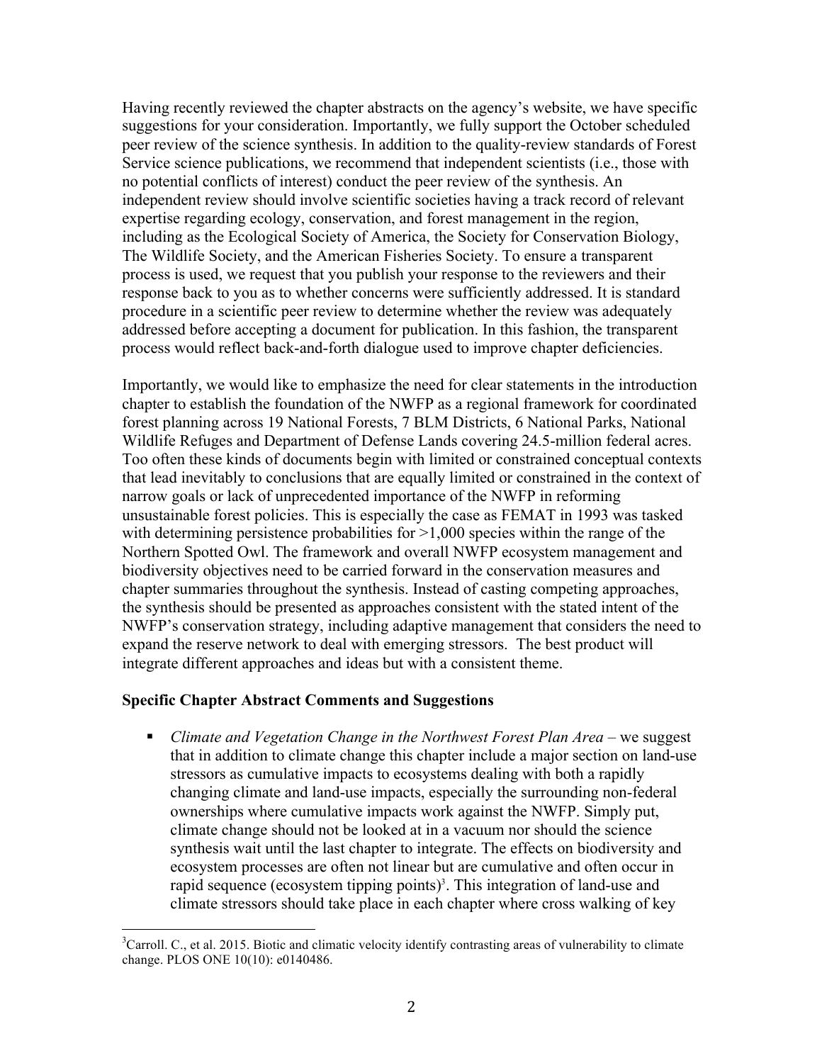Having recently reviewed the chapter abstracts on the agency's website, we have specific suggestions for your consideration. Importantly, we fully support the October scheduled peer review of the science synthesis. In addition to the quality-review standards of Forest Service science publications, we recommend that independent scientists (i.e., those with no potential conflicts of interest) conduct the peer review of the synthesis. An independent review should involve scientific societies having a track record of relevant expertise regarding ecology, conservation, and forest management in the region, including as the Ecological Society of America, the Society for Conservation Biology, The Wildlife Society, and the American Fisheries Society. To ensure a transparent process is used, we request that you publish your response to the reviewers and their response back to you as to whether concerns were sufficiently addressed. It is standard procedure in a scientific peer review to determine whether the review was adequately addressed before accepting a document for publication. In this fashion, the transparent process would reflect back-and-forth dialogue used to improve chapter deficiencies.

Importantly, we would like to emphasize the need for clear statements in the introduction chapter to establish the foundation of the NWFP as a regional framework for coordinated forest planning across 19 National Forests, 7 BLM Districts, 6 National Parks, National Wildlife Refuges and Department of Defense Lands covering 24.5-million federal acres. Too often these kinds of documents begin with limited or constrained conceptual contexts that lead inevitably to conclusions that are equally limited or constrained in the context of narrow goals or lack of unprecedented importance of the NWFP in reforming unsustainable forest policies. This is especially the case as FEMAT in 1993 was tasked with determining persistence probabilities for >1,000 species within the range of the Northern Spotted Owl. The framework and overall NWFP ecosystem management and biodiversity objectives need to be carried forward in the conservation measures and chapter summaries throughout the synthesis. Instead of casting competing approaches, the synthesis should be presented as approaches consistent with the stated intent of the NWFP's conservation strategy, including adaptive management that considers the need to expand the reserve network to deal with emerging stressors. The best product will integrate different approaches and ideas but with a consistent theme.

**Specific Chapter Abstract Comments and Suggestions**

- *Climate and Vegetation Change in the Northwest Forest Plan Area* – we suggest that in addition to climate change this chapter include a major section on land-use stressors as cumulative impacts to ecosystems dealing with both a rapidly changing climate and land-use impacts, especially the surrounding non-federal ownerships where cumulative impacts work against the NWFP. Simply put, climate change should not be looked at in a vacuum nor should the science synthesis wait until the last chapter to integrate. The effects on biodiversity and ecosystem processes are often not linear but are cumulative and often occur in rapid sequence (ecosystem tipping points)[3]. This integration of land-use and climate stressors should take place in each chapter where cross walking of key

[3]Carroll. C., et al. 2015. Biotic and climatic velocity identify contrasting areas of vulnerability to climate change. PLOS ONE 10(10): e0140486.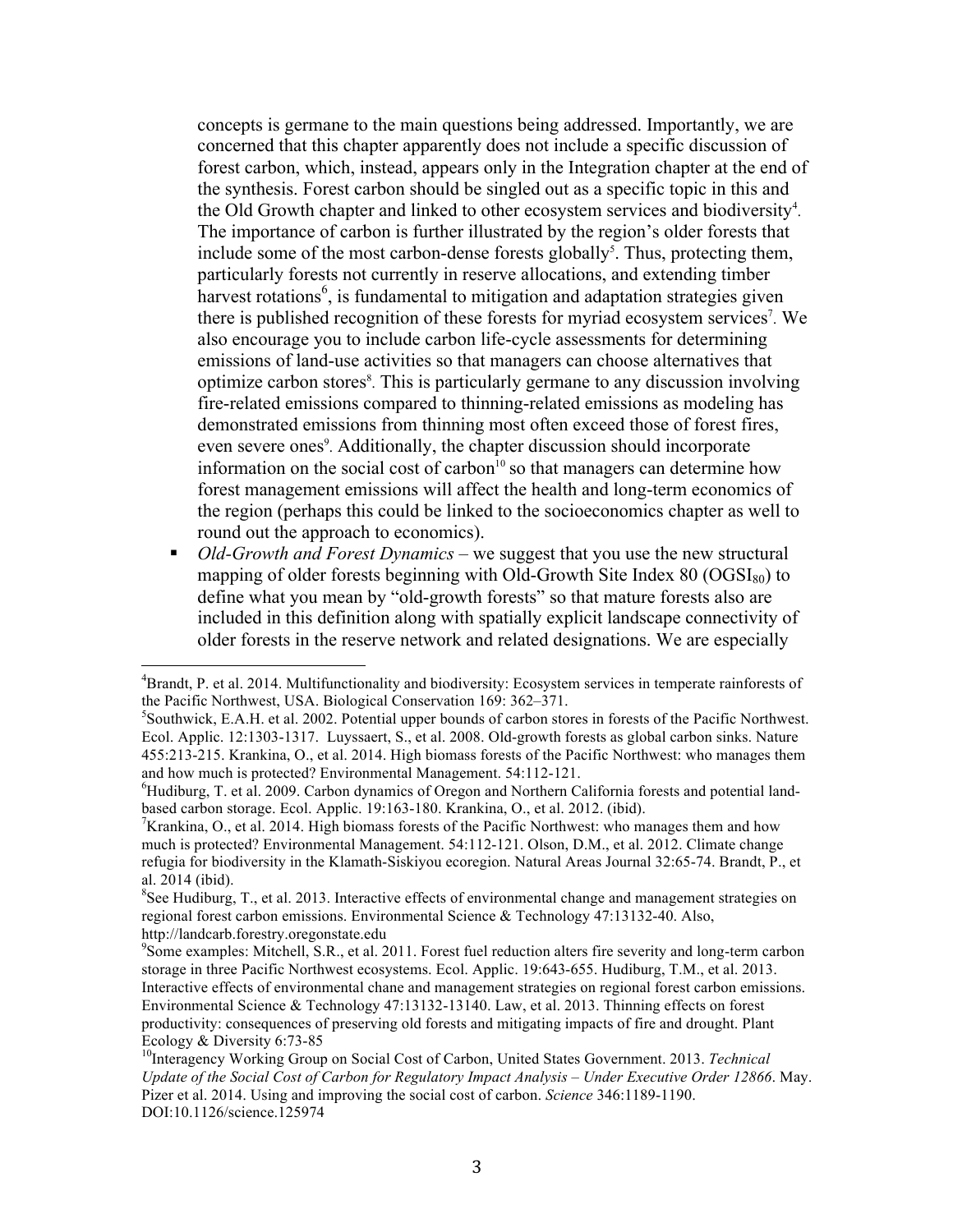concepts is germane to the main questions being addressed. Importantly, we are concerned that this chapter apparently does not include a specific discussion of forest carbon, which, instead, appears only in the Integration chapter at the end of the synthesis. Forest carbon should be singled out as a specific topic in this and the Old Growth chapter and linked to other ecosystem services and biodiversity[4]. The importance of carbon is further illustrated by the region's older forests that include some of the most carbon-dense forests globally[5]. Thus, protecting them, particularly forests not currently in reserve allocations, and extending timber harvest rotations[6], is fundamental to mitigation and adaptation strategies given there is published recognition of these forests for myriad ecosystem services[7]. We also encourage you to include carbon life-cycle assessments for determining emissions of land-use activities so that managers can choose alternatives that optimize carbon stores[8]. This is particularly germane to any discussion involving fire-related emissions compared to thinning-related emissions as modeling has demonstrated emissions from thinning most often exceed those of forest fires, even severe ones[9]. Additionally, the chapter discussion should incorporate information on the social cost of carbon[10] so that managers can determine how forest management emissions will affect the health and long-term economics of the region (perhaps this could be linked to the socioeconomics chapter as well to round out the approach to economics).

- *Old-Growth and Forest Dynamics* – we suggest that you use the new structural mapping of older forests beginning with Old-Growth Site Index 80 ($OGSI_{80}$) to define what you mean by "old-growth forests" so that mature forests also are included in this definition along with spatially explicit landscape connectivity of older forests in the reserve network and related designations. We are especially

---

[4] Brandt, P. et al. 2014. Multifunctionality and biodiversity: Ecosystem services in temperate rainforests of the Pacific Northwest, USA. Biological Conservation 169: 362–371.

[5] Southwick, E.A.H. et al. 2002. Potential upper bounds of carbon stores in forests of the Pacific Northwest. Ecol. Applic. 12:1303-1317. Luyssaert, S., et al. 2008. Old-growth forests as global carbon sinks. Nature 455:213-215. Krankina, O., et al. 2014. High biomass forests of the Pacific Northwest: who manages them and how much is protected? Environmental Management. 54:112-121.

[6] Hudiburg, T. et al. 2009. Carbon dynamics of Oregon and Northern California forests and potential land-based carbon storage. Ecol. Applic. 19:163-180. Krankina, O., et al. 2012. (ibid).

[7] Krankina, O., et al. 2014. High biomass forests of the Pacific Northwest: who manages them and how much is protected? Environmental Management. 54:112-121. Olson, D.M., et al. 2012. Climate change refugia for biodiversity in the Klamath-Siskiyou ecoregion. Natural Areas Journal 32:65-74. Brandt, P., et al. 2014 (ibid).

[8] See Hudiburg, T., et al. 2013. Interactive effects of environmental change and management strategies on regional forest carbon emissions. Environmental Science & Technology 47:13132-40. Also, http://landcarb.forestry.oregonstate.edu

[9] Some examples: Mitchell, S.R., et al. 2011. Forest fuel reduction alters fire severity and long-term carbon storage in three Pacific Northwest ecosystems. Ecol. Applic. 19:643-655. Hudiburg, T.M., et al. 2013. Interactive effects of environmental chane and management strategies on regional forest carbon emissions. Environmental Science & Technology 47:13132-13140. Law, et al. 2013. Thinning effects on forest productivity: consequences of preserving old forests and mitigating impacts of fire and drought. Plant Ecology & Diversity 6:73-85

[10] Interagency Working Group on Social Cost of Carbon, United States Government. 2013. *Technical Update of the Social Cost of Carbon for Regulatory Impact Analysis – Under Executive Order 12866*. May. Pizer et al. 2014. Using and improving the social cost of carbon. *Science* 346:1189-1190. DOI:10.1126/science.125974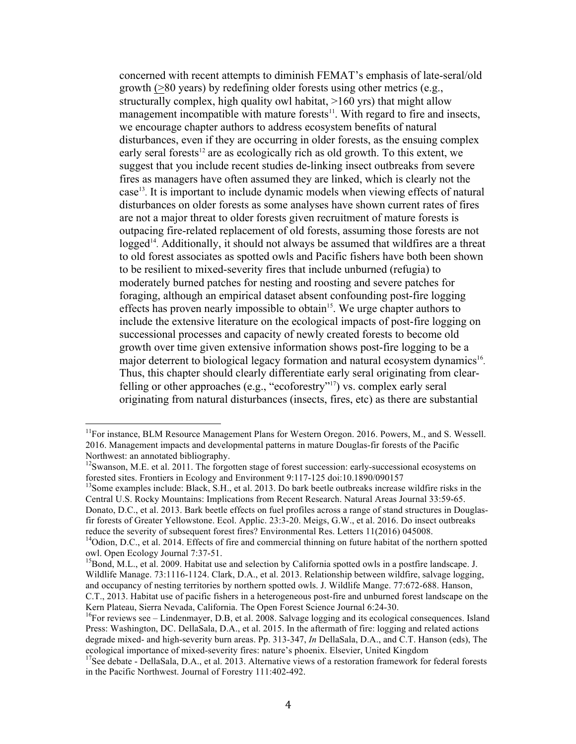concerned with recent attempts to diminish FEMAT's emphasis of late-seral/old growth (≥80 years) by redefining older forests using other metrics (e.g., structurally complex, high quality owl habitat, >160 yrs) that might allow management incompatible with mature forests[11]. With regard to fire and insects, we encourage chapter authors to address ecosystem benefits of natural disturbances, even if they are occurring in older forests, as the ensuing complex early seral forests[12] are as ecologically rich as old growth. To this extent, we suggest that you include recent studies de-linking insect outbreaks from severe fires as managers have often assumed they are linked, which is clearly not the case[13]. It is important to include dynamic models when viewing effects of natural disturbances on older forests as some analyses have shown current rates of fires are not a major threat to older forests given recruitment of mature forests is outpacing fire-related replacement of old forests, assuming those forests are not logged[14]. Additionally, it should not always be assumed that wildfires are a threat to old forest associates as spotted owls and Pacific fishers have both been shown to be resilient to mixed-severity fires that include unburned (refugia) to moderately burned patches for nesting and roosting and severe patches for foraging, although an empirical dataset absent confounding post-fire logging effects has proven nearly impossible to obtain[15]. We urge chapter authors to include the extensive literature on the ecological impacts of post-fire logging on successional processes and capacity of newly created forests to become old growth over time given extensive information shows post-fire logging to be a major deterrent to biological legacy formation and natural ecosystem dynamics[16]. Thus, this chapter should clearly differentiate early seral originating from clear-felling or other approaches (e.g., "ecoforestry"[17]) vs. complex early seral originating from natural disturbances (insects, fires, etc) as there are substantial

---

[11] For instance, BLM Resource Management Plans for Western Oregon. 2016. Powers, M., and S. Wessell. 2016. Management impacts and developmental patterns in mature Douglas-fir forests of the Pacific Northwest: an annotated bibliography.

[12] Swanson, M.E. et al. 2011. The forgotten stage of forest succession: early-successional ecosystems on forested sites. Frontiers in Ecology and Environment 9:117-125 doi:10.1890/090157

[13] Some examples include: Black, S.H., et al. 2013. Do bark beetle outbreaks increase wildfire risks in the Central U.S. Rocky Mountains: Implications from Recent Research. Natural Areas Journal 33:59-65. Donato, D.C., et al. 2013. Bark beetle effects on fuel profiles across a range of stand structures in Douglas-fir forests of Greater Yellowstone. Ecol. Applic. 23:3-20. Meigs, G.W., et al. 2016. Do insect outbreaks reduce the severity of subsequent forest fires? Environmental Res. Letters 11(2016) 045008.

[14] Odion, D.C., et al. 2014. Effects of fire and commercial thinning on future habitat of the northern spotted owl. Open Ecology Journal 7:37-51.

[15] Bond, M.L., et al. 2009. Habitat use and selection by California spotted owls in a postfire landscape. J. Wildlife Manage. 73:1116-1124. Clark, D.A., et al. 2013. Relationship between wildfire, salvage logging, and occupancy of nesting territories by northern spotted owls. J. Wildlife Mange. 77:672-688. Hanson, C.T., 2013. Habitat use of pacific fishers in a heterogeneous post-fire and unburned forest landscape on the Kern Plateau, Sierra Nevada, California. The Open Forest Science Journal 6:24-30.

[16] For reviews see – Lindenmayer, D.B, et al. 2008. Salvage logging and its ecological consequences. Island Press: Washington, DC. DellaSala, D.A., et al. 2015. In the aftermath of fire: logging and related actions degrade mixed- and high-severity burn areas. Pp. 313-347, *In* DellaSala, D.A., and C.T. Hanson (eds), The ecological importance of mixed-severity fires: nature's phoenix. Elsevier, United Kingdom

[17] See debate - DellaSala, D.A., et al. 2013. Alternative views of a restoration framework for federal forests in the Pacific Northwest. Journal of Forestry 111:402-492.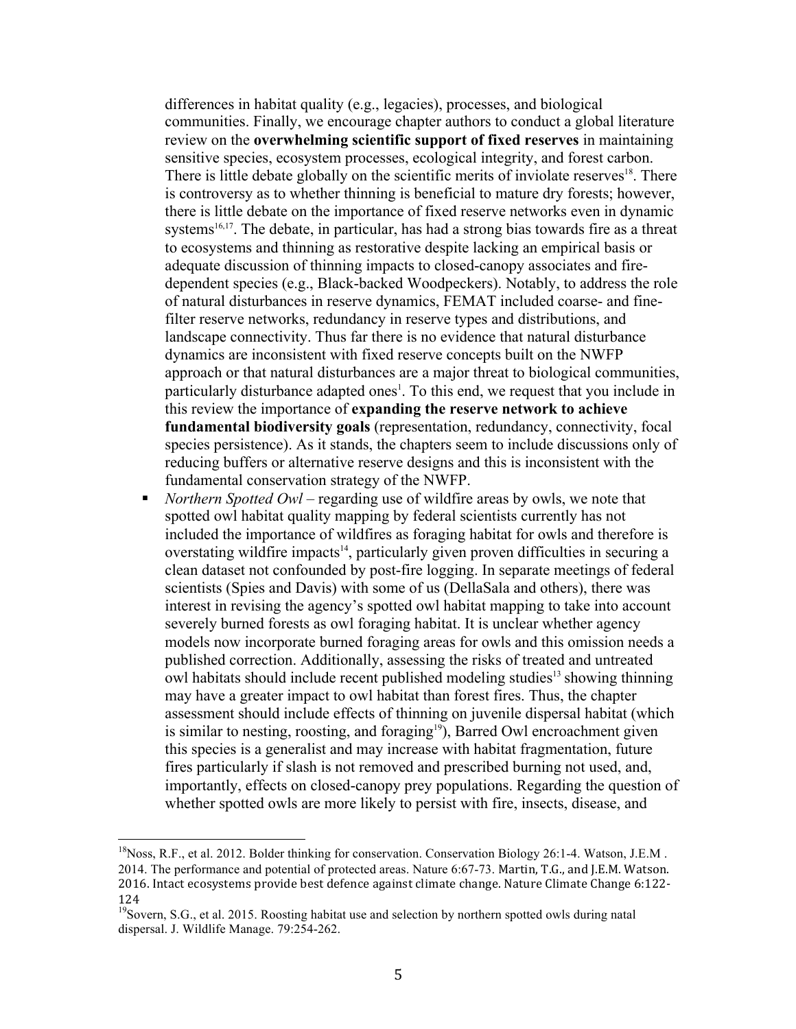differences in habitat quality (e.g., legacies), processes, and biological communities. Finally, we encourage chapter authors to conduct a global literature review on the **overwhelming scientific support of fixed reserves** in maintaining sensitive species, ecosystem processes, ecological integrity, and forest carbon. There is little debate globally on the scientific merits of inviolate reserves[18]. There is controversy as to whether thinning is beneficial to mature dry forests; however, there is little debate on the importance of fixed reserve networks even in dynamic systems[16,17]. The debate, in particular, has had a strong bias towards fire as a threat to ecosystems and thinning as restorative despite lacking an empirical basis or adequate discussion of thinning impacts to closed-canopy associates and fire-dependent species (e.g., Black-backed Woodpeckers). Notably, to address the role of natural disturbances in reserve dynamics, FEMAT included coarse- and fine-filter reserve networks, redundancy in reserve types and distributions, and landscape connectivity. Thus far there is no evidence that natural disturbance dynamics are inconsistent with fixed reserve concepts built on the NWFP approach or that natural disturbances are a major threat to biological communities, particularly disturbance adapted ones[1]. To this end, we request that you include in this review the importance of **expanding the reserve network to achieve fundamental biodiversity goals** (representation, redundancy, connectivity, focal species persistence). As it stands, the chapters seem to include discussions only of reducing buffers or alternative reserve designs and this is inconsistent with the fundamental conservation strategy of the NWFP.

- *Northern Spotted Owl* – regarding use of wildfire areas by owls, we note that spotted owl habitat quality mapping by federal scientists currently has not included the importance of wildfires as foraging habitat for owls and therefore is overstating wildfire impacts[14], particularly given proven difficulties in securing a clean dataset not confounded by post-fire logging. In separate meetings of federal scientists (Spies and Davis) with some of us (DellaSala and others), there was interest in revising the agency's spotted owl habitat mapping to take into account severely burned forests as owl foraging habitat. It is unclear whether agency models now incorporate burned foraging areas for owls and this omission needs a published correction. Additionally, assessing the risks of treated and untreated owl habitats should include recent published modeling studies[13] showing thinning may have a greater impact to owl habitat than forest fires. Thus, the chapter assessment should include effects of thinning on juvenile dispersal habitat (which is similar to nesting, roosting, and foraging[19]), Barred Owl encroachment given this species is a generalist and may increase with habitat fragmentation, future fires particularly if slash is not removed and prescribed burning not used, and, importantly, effects on closed-canopy prey populations. Regarding the question of whether spotted owls are more likely to persist with fire, insects, disease, and

---

[18]Noss, R.F., et al. 2012. Bolder thinking for conservation. Conservation Biology 26:1-4. Watson, J.E.M . 2014. The performance and potential of protected areas. Nature 6:67-73. Martin, T.G., and J.E.M. Watson. 2016. Intact ecosystems provide best defence against climate change. Nature Climate Change 6:122-124

[19]Sovern, S.G., et al. 2015. Roosting habitat use and selection by northern spotted owls during natal dispersal. J. Wildlife Manage. 79:254-262.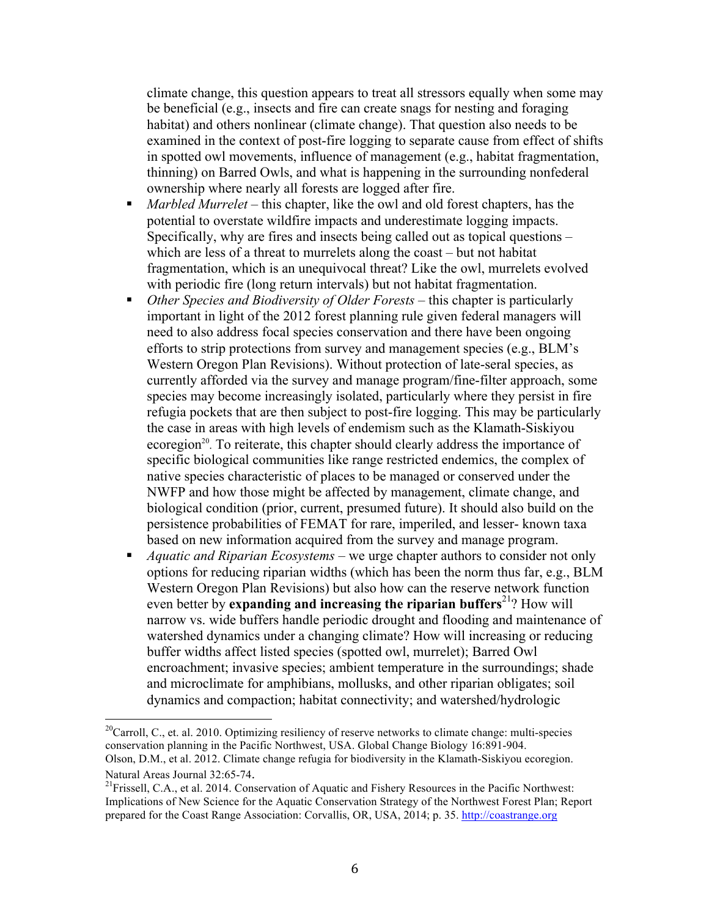climate change, this question appears to treat all stressors equally when some may be beneficial (e.g., insects and fire can create snags for nesting and foraging habitat) and others nonlinear (climate change). That question also needs to be examined in the context of post-fire logging to separate cause from effect of shifts in spotted owl movements, influence of management (e.g., habitat fragmentation, thinning) on Barred Owls, and what is happening in the surrounding nonfederal ownership where nearly all forests are logged after fire.

- *Marbled Murrelet* – this chapter, like the owl and old forest chapters, has the potential to overstate wildfire impacts and underestimate logging impacts. Specifically, why are fires and insects being called out as topical questions – which are less of a threat to murrelets along the coast – but not habitat fragmentation, which is an unequivocal threat? Like the owl, murrelets evolved with periodic fire (long return intervals) but not habitat fragmentation.
- *Other Species and Biodiversity of Older Forests* – this chapter is particularly important in light of the 2012 forest planning rule given federal managers will need to also address focal species conservation and there have been ongoing efforts to strip protections from survey and management species (e.g., BLM's Western Oregon Plan Revisions). Without protection of late-seral species, as currently afforded via the survey and manage program/fine-filter approach, some species may become increasingly isolated, particularly where they persist in fire refugia pockets that are then subject to post-fire logging. This may be particularly the case in areas with high levels of endemism such as the Klamath-Siskiyou ecoregion[20]. To reiterate, this chapter should clearly address the importance of specific biological communities like range restricted endemics, the complex of native species characteristic of places to be managed or conserved under the NWFP and how those might be affected by management, climate change, and biological condition (prior, current, presumed future). It should also build on the persistence probabilities of FEMAT for rare, imperiled, and lesser- known taxa based on new information acquired from the survey and manage program.
- *Aquatic and Riparian Ecosystems* – we urge chapter authors to consider not only options for reducing riparian widths (which has been the norm thus far, e.g., BLM Western Oregon Plan Revisions) but also how can the reserve network function even better by **expanding and increasing the riparian buffers**[21]? How will narrow vs. wide buffers handle periodic drought and flooding and maintenance of watershed dynamics under a changing climate? How will increasing or reducing buffer widths affect listed species (spotted owl, murrelet); Barred Owl encroachment; invasive species; ambient temperature in the surroundings; shade and microclimate for amphibians, mollusks, and other riparian obligates; soil dynamics and compaction; habitat connectivity; and watershed/hydrologic

---

[20]Carroll, C., et. al. 2010. Optimizing resiliency of reserve networks to climate change: multi-species conservation planning in the Pacific Northwest, USA. Global Change Biology 16:891-904.
Olson, D.M., et al. 2012. Climate change refugia for biodiversity in the Klamath-Siskiyou ecoregion. Natural Areas Journal 32:65-74.

[21]Frissell, C.A., et al. 2014. Conservation of Aquatic and Fishery Resources in the Pacific Northwest: Implications of New Science for the Aquatic Conservation Strategy of the Northwest Forest Plan; Report prepared for the Coast Range Association: Corvallis, OR, USA, 2014; p. 35. http://coastrange.org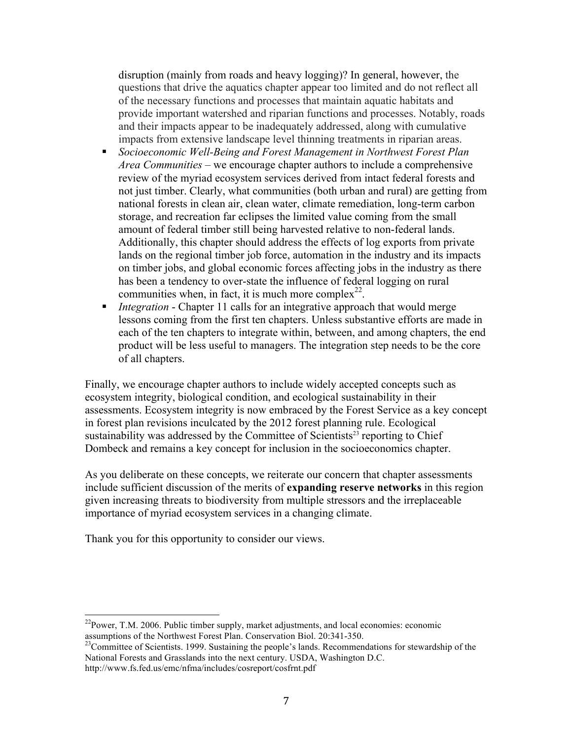disruption (mainly from roads and heavy logging)? In general, however, the questions that drive the aquatics chapter appear too limited and do not reflect all of the necessary functions and processes that maintain aquatic habitats and provide important watershed and riparian functions and processes. Notably, roads and their impacts appear to be inadequately addressed, along with cumulative impacts from extensive landscape level thinning treatments in riparian areas.

- *Socioeconomic Well-Being and Forest Management in Northwest Forest Plan Area Communities* – we encourage chapter authors to include a comprehensive review of the myriad ecosystem services derived from intact federal forests and not just timber. Clearly, what communities (both urban and rural) are getting from national forests in clean air, clean water, climate remediation, long-term carbon storage, and recreation far eclipses the limited value coming from the small amount of federal timber still being harvested relative to non-federal lands. Additionally, this chapter should address the effects of log exports from private lands on the regional timber job force, automation in the industry and its impacts on timber jobs, and global economic forces affecting jobs in the industry as there has been a tendency to over-state the influence of federal logging on rural communities when, in fact, it is much more complex[22].
- *Integration* - Chapter 11 calls for an integrative approach that would merge lessons coming from the first ten chapters. Unless substantive efforts are made in each of the ten chapters to integrate within, between, and among chapters, the end product will be less useful to managers. The integration step needs to be the core of all chapters.

Finally, we encourage chapter authors to include widely accepted concepts such as ecosystem integrity, biological condition, and ecological sustainability in their assessments. Ecosystem integrity is now embraced by the Forest Service as a key concept in forest plan revisions inculcated by the 2012 forest planning rule. Ecological sustainability was addressed by the Committee of Scientists[23] reporting to Chief Dombeck and remains a key concept for inclusion in the socioeconomics chapter.

As you deliberate on these concepts, we reiterate our concern that chapter assessments include sufficient discussion of the merits of **expanding reserve networks** in this region given increasing threats to biodiversity from multiple stressors and the irreplaceable importance of myriad ecosystem services in a changing climate.

Thank you for this opportunity to consider our views.

---

[22] Power, T.M. 2006. Public timber supply, market adjustments, and local economies: economic assumptions of the Northwest Forest Plan. Conservation Biol. 20:341-350.

[23] Committee of Scientists. 1999. Sustaining the people's lands. Recommendations for stewardship of the National Forests and Grasslands into the next century. USDA, Washington D.C. http://www.fs.fed.us/emc/nfma/includes/cosreport/cosfrnt.pdf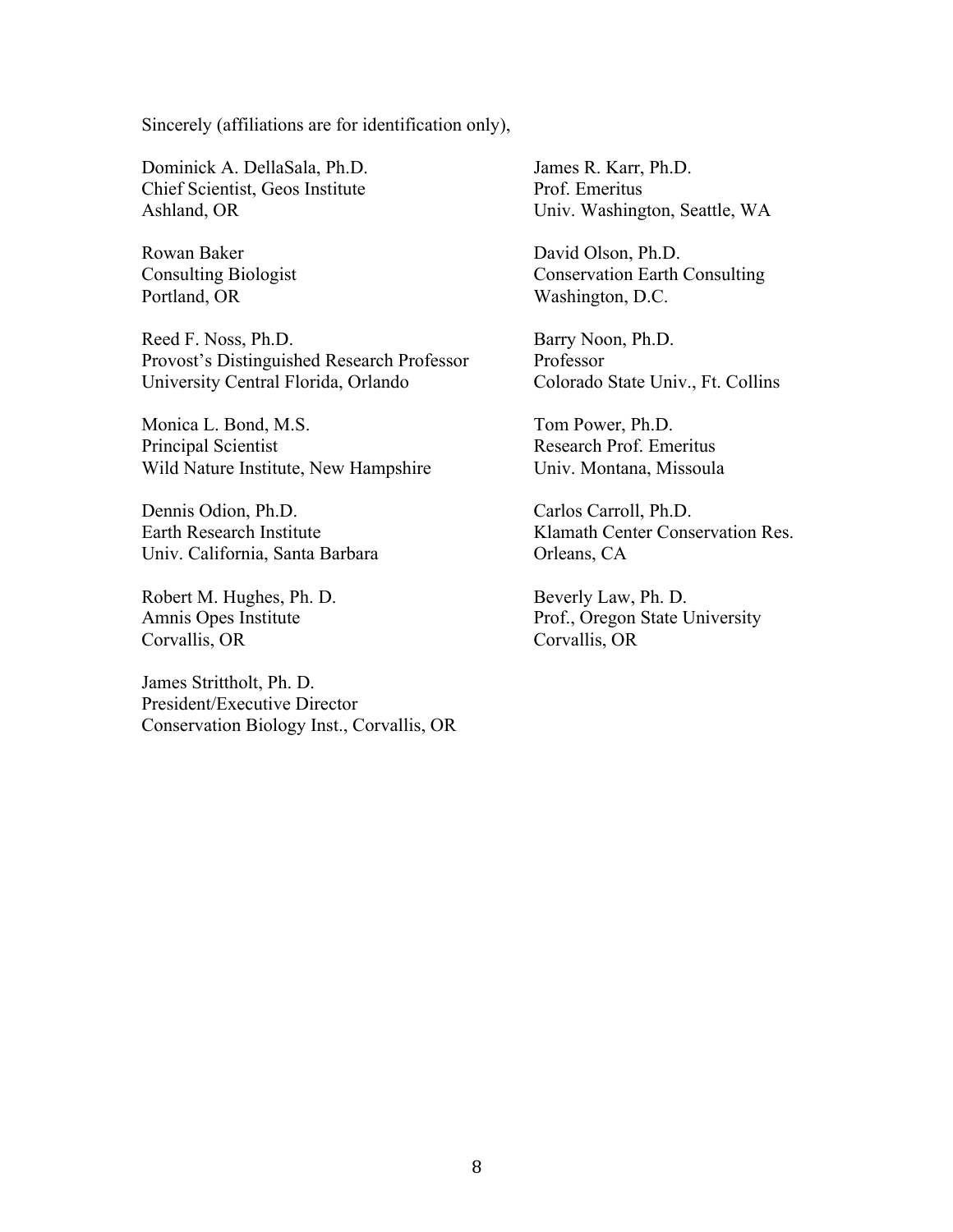Sincerely (affiliations are for identification only),

Dominick A. DellaSala, Ph.D.
Chief Scientist, Geos Institute
Ashland, OR

Rowan Baker
Consulting Biologist
Portland, OR

Reed F. Noss, Ph.D.
Provost's Distinguished Research Professor
University Central Florida, Orlando

Monica L. Bond, M.S.
Principal Scientist
Wild Nature Institute, New Hampshire

Dennis Odion, Ph.D.
Earth Research Institute
Univ. California, Santa Barbara

Robert M. Hughes, Ph. D.
Amnis Opes Institute
Corvallis, OR

James Strittholt, Ph. D.
President/Executive Director
Conservation Biology Inst., Corvallis, OR

James R. Karr, Ph.D.
Prof. Emeritus
Univ. Washington, Seattle, WA

David Olson, Ph.D.
Conservation Earth Consulting
Washington, D.C.

Barry Noon, Ph.D.
Professor
Colorado State Univ., Ft. Collins

Tom Power, Ph.D.
Research Prof. Emeritus
Univ. Montana, Missoula

Carlos Carroll, Ph.D.
Klamath Center Conservation Res.
Orleans, CA

Beverly Law, Ph. D.
Prof., Oregon State University
Corvallis, OR